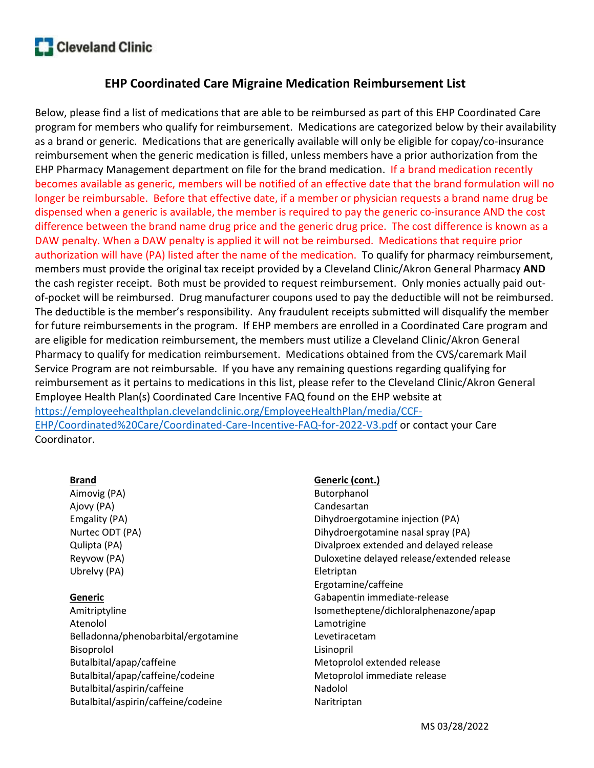Cleveland Clinic

# EHP Coordinated Care Migraine Medication Reimbursement List

Below, please find a list of medications that are able to be reimbursed as part of this EHP Coordinated Care program for members who qualify for reimbursement. Medications are categorized below by their availability as a brand or generic. Medications that are generically available will only be eligible for copay/co-insurance reimbursement when the generic medication is filled, unless members have a prior authorization from the EHP Pharmacy Management department on file for the brand medication. If a brand medication recently becomes available as generic, members will be notified of an effective date that the brand formulation will no longer be reimbursable. Before that effective date, if a member or physician requests a brand name drug be dispensed when a generic is available, the member is required to pay the generic co-insurance AND the cost difference between the brand name drug price and the generic drug price. The cost difference is known as a DAW penalty. When a DAW penalty is applied it will not be reimbursed. Medications that require prior authorization will have (PA) listed after the name of the medication. To qualify for pharmacy reimbursement, members must provide the original tax receipt provided by a Cleveland Clinic/Akron General Pharmacy **AND** the cash register receipt. Both must be provided to request reimbursement. Only monies actually paid out-of-pocket will be reimbursed. Drug manufacturer coupons used to pay the deductible will not be reimbursed. The deductible is the member's responsibility. Any fraudulent receipts submitted will disqualify the member for future reimbursements in the program. If EHP members are enrolled in a Coordinated Care program and are eligible for medication reimbursement, the members must utilize a Cleveland Clinic/Akron General Pharmacy to qualify for medication reimbursement. Medications obtained from the CVS/caremark Mail Service Program are not reimbursable. If you have any remaining questions regarding qualifying for reimbursement as it pertains to medications in this list, please refer to the Cleveland Clinic/Akron General Employee Health Plan(s) Coordinated Care Incentive FAQ found on the EHP website at [https://employeehealthplan.clevelandclinic.org/EmployeeHealthPlan/media/CCF-EHP/Coordinated%20Care/Coordinated-Care-Incentive-FAQ-for-2022-V3.pdf](https://employeehealthplan.clevelandclinic.org/EmployeeHealthPlan/media/CCF-EHP/Coordinated%20Care/Coordinated-Care-Incentive-FAQ-for-2022-V3.pdf) or contact your Care Coordinator.

**Brand**

Aimovig (PA)
Ajovy (PA)
Emgality (PA)
Nurtec ODT (PA)
Qulipta (PA)
Reyvow (PA)
Ubrelvy (PA)

**Generic**

Amitriptyline
Atenolol
Belladonna/phenobarbital/ergotamine
Bisoprolol
Butalbital/apap/caffeine
Butalbital/apap/caffeine/codeine
Butalbital/aspirin/caffeine
Butalbital/aspirin/caffeine/codeine

**Generic (cont.)**

Butorphanol
Candesartan
Dihydroergotamine injection (PA)
Dihydroergotamine nasal spray (PA)
Divalproex extended and delayed release
Duloxetine delayed release/extended release
Eletriptan
Ergotamine/caffeine
Gabapentin immediate-release
Isometheptene/dichloralphenazone/apap
Lamotrigine
Levetiracetam
Lisinopril
Metoprolol extended release
Metoprolol immediate release
Nadolol
Naritriptan

MS 03/28/2022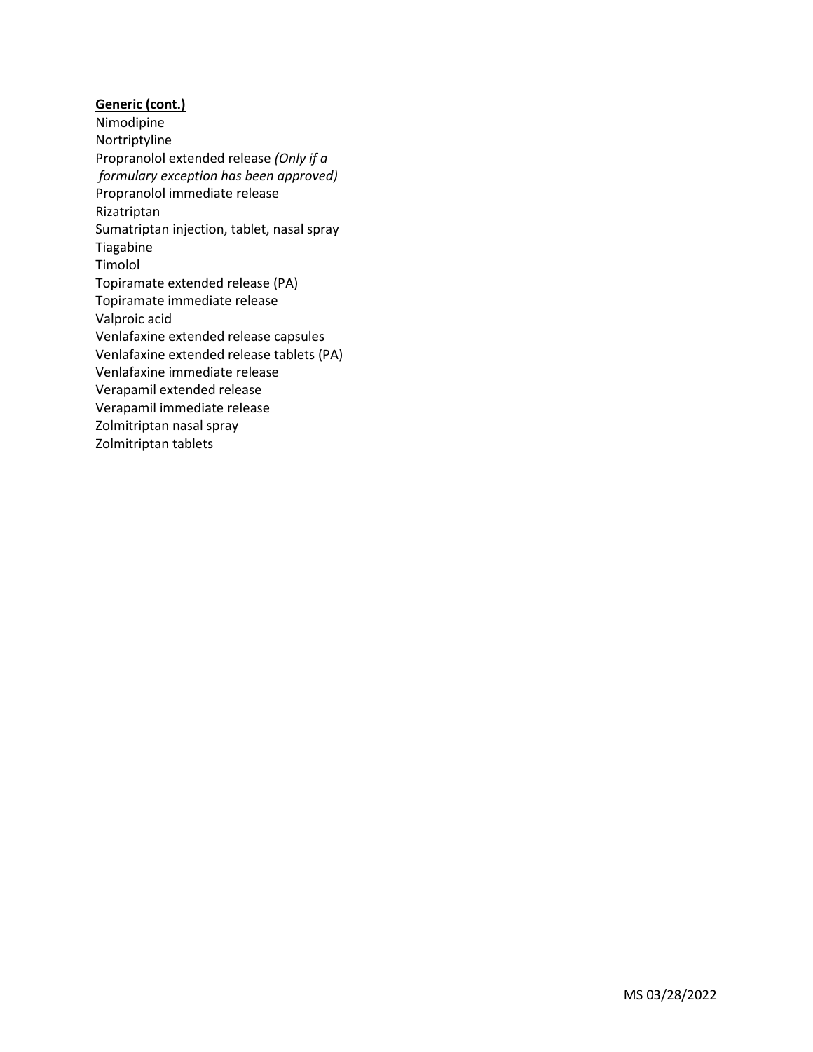**Generic (cont.)**

Nimodipine
Nortriptyline
Propranolol extended release *(Only if a formulary exception has been approved)*
Propranolol immediate release
Rizatriptan
Sumatriptan injection, tablet, nasal spray
Tiagabine
Timolol
Topiramate extended release (PA)
Topiramate immediate release
Valproic acid
Venlafaxine extended release capsules
Venlafaxine extended release tablets (PA)
Venlafaxine immediate release
Verapamil extended release
Verapamil immediate release
Zolmitriptan nasal spray
Zolmitriptan tablets

MS 03/28/2022